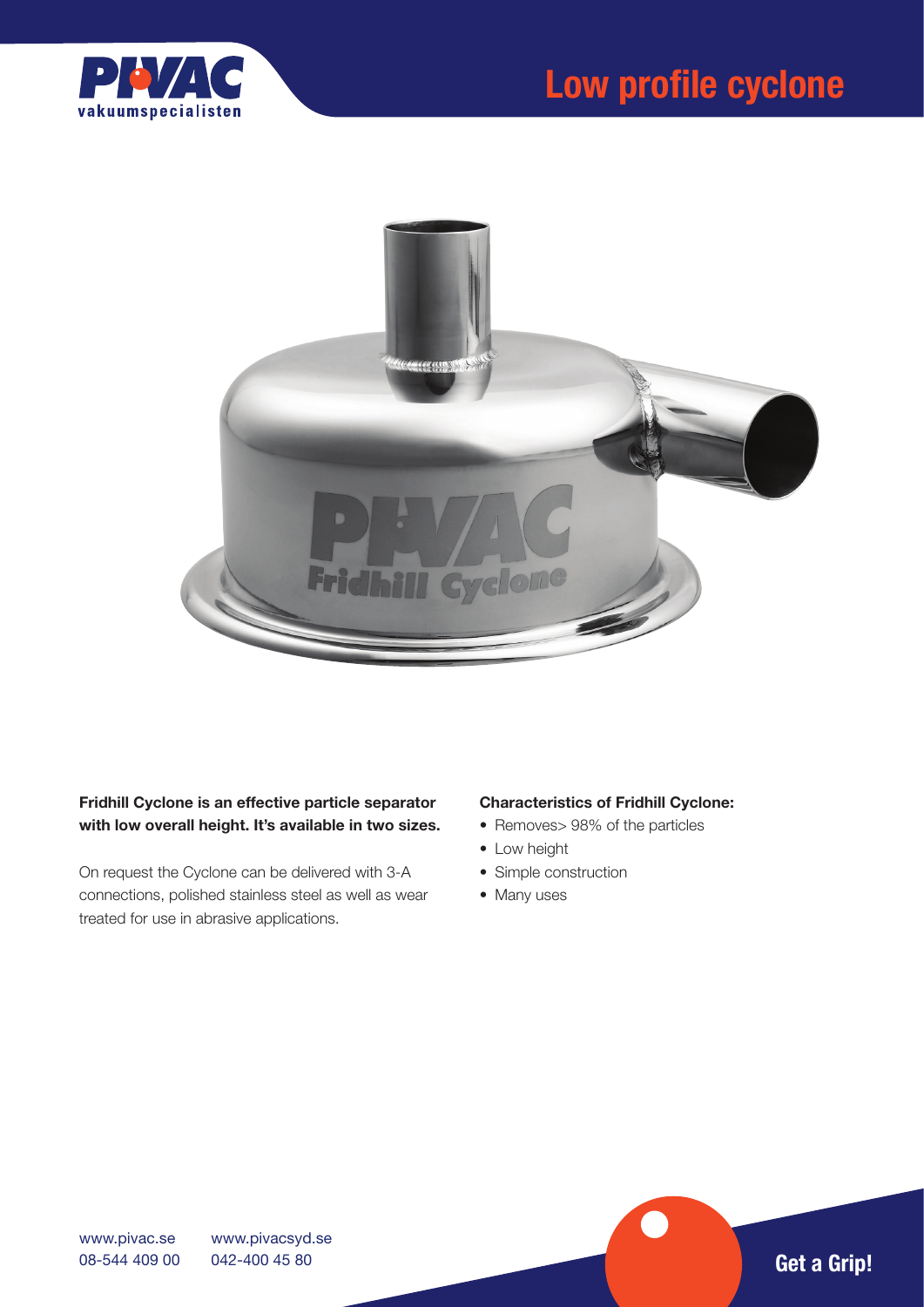# Low profile cyclone

**Fridhill Cyclone is an effective particle separator with low overall height. It's available in two sizes.**

On request the Cyclone can be delivered with 3-A connections, polished stainless steel as well as wear treated for use in abrasive applications.

**Characteristics of Fridhill Cyclone:**

- Removes> 98% of the particles
- Low height
- Simple construction
- Many uses

www.pivac.se
08-544 409 00

www.pivacsyd.se
042-400 45 80

**Get a Grip!**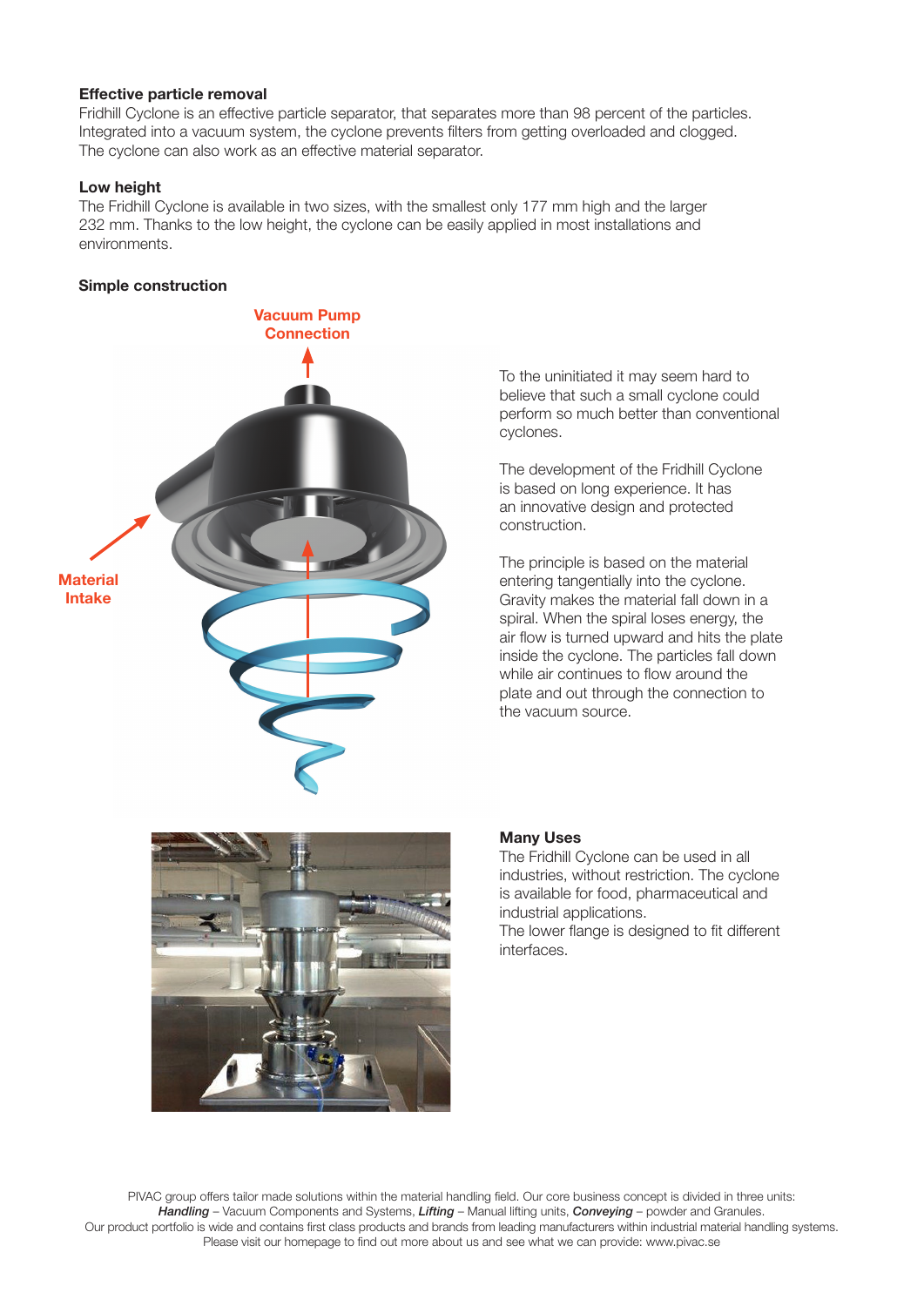### Effective particle removal

Fridhill Cyclone is an effective particle separator, that separates more than 98 percent of the particles. Integrated into a vacuum system, the cyclone prevents filters from getting overloaded and clogged. The cyclone can also work as an effective material separator.

### Low height

The Fridhill Cyclone is available in two sizes, with the smallest only 177 mm high and the larger 232 mm. Thanks to the low height, the cyclone can be easily applied in most installations and environments.

### Simple construction

Vacuum Pump Connection

Material Intake

To the uninitiated it may seem hard to believe that such a small cyclone could perform so much better than conventional cyclones.

The development of the Fridhill Cyclone is based on long experience. It has an innovative design and protected construction.

The principle is based on the material entering tangentially into the cyclone. Gravity makes the material fall down in a spiral. When the spiral loses energy, the air flow is turned upward and hits the plate inside the cyclone. The particles fall down while air continues to flow around the plate and out through the connection to the vacuum source.

### Many Uses

The Fridhill Cyclone can be used in all industries, without restriction. The cyclone is available for food, pharmaceutical and industrial applications.
The lower flange is designed to fit different interfaces.

PIVAC group offers tailor made solutions within the material handling field. Our core business concept is divided in three units: ***Handling*** – Vacuum Components and Systems, ***Lifting*** – Manual lifting units, ***Conveying*** – powder and Granules. Our product portfolio is wide and contains first class products and brands from leading manufacturers within industrial material handling systems. Please visit our homepage to find out more about us and see what we can provide: www.pivac.se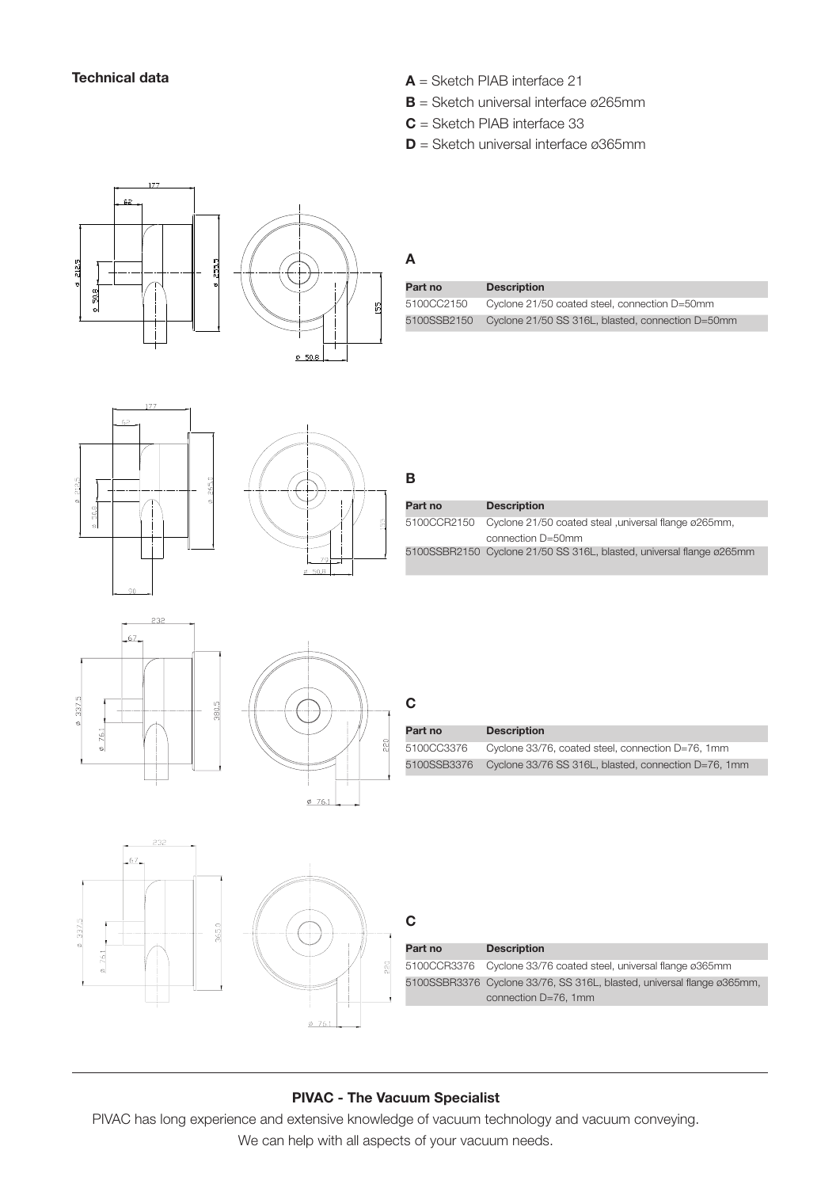**Technical data**

- **A** = Sketch PIAB interface 21
- **B** = Sketch universal interface ø265mm
- **C** = Sketch PIAB interface 33
- **D** = Sketch universal interface ø365mm

177
62
ø 212,5
ø 50,8
ø 255,5
155
ø 50,8

**A**

| Part no | Description |
| --- | --- |
| 5100CC2150 | Cyclone 21/50 coated steel, connection D=50mm |
| 5100SSB2150 | Cyclone 21/50 SS 316L, blasted, connection D=50mm |

177
62
ø 212,5
ø 50,8
ø 265,0
90
155
75
ø 50,8

**B**

| Part no | Description |
| --- | --- |
| 5100CCR2150 | Cyclone 21/50 coated steal ,universal flange ø265mm, connection D=50mm |
| 5100SSBR2150 | Cyclone 21/50 SS 316L, blasted, universal flange ø265mm |

232
67
ø 337,5
ø 76,1
380,5
220
ø 76,1

**C**

| Part no | Description |
| --- | --- |
| 5100CC3376 | Cyclone 33/76, coated steel, connection D=76, 1mm |
| 5100SSB3376 | Cyclone 33/76 SS 316L, blasted, connection D=76, 1mm |

232
67
ø 337,5
ø 76,1
365,0
220
ø 76,1

**C**

| Part no | Description |
| --- | --- |
| 5100CCR3376 | Cyclone 33/76 coated steel, universal flange ø365mm |
| 5100SSBR3376 | Cyclone 33/76, SS 316L, blasted, universal flange ø365mm, connection D=76, 1mm |

**PIVAC - The Vacuum Specialist**

PIVAC has long experience and extensive knowledge of vacuum technology and vacuum conveying.
We can help with all aspects of your vacuum needs.